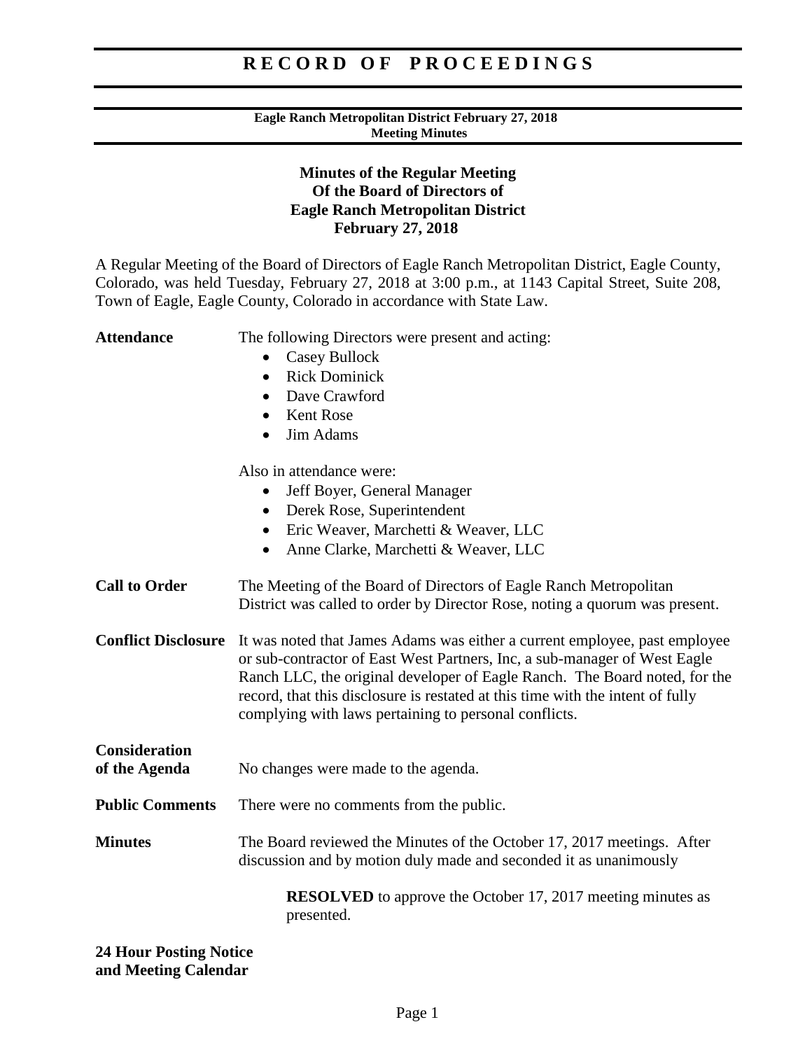# RECORD OF PROCEEDINGS

**Eagle Ranch Metropolitan District February 27, 2018**
**Meeting Minutes**

## Minutes of the Regular Meeting Of the Board of Directors of Eagle Ranch Metropolitan District February 27, 2018

A Regular Meeting of the Board of Directors of Eagle Ranch Metropolitan District, Eagle County, Colorado, was held Tuesday, February 27, 2018 at 3:00 p.m., at 1143 Capital Street, Suite 208, Town of Eagle, Eagle County, Colorado in accordance with State Law.

**Attendance**

The following Directors were present and acting:

- Casey Bullock
- Rick Dominick
- Dave Crawford
- Kent Rose
- Jim Adams

Also in attendance were:

- Jeff Boyer, General Manager
- Derek Rose, Superintendent
- Eric Weaver, Marchetti & Weaver, LLC
- Anne Clarke, Marchetti & Weaver, LLC

**Call to Order**

The Meeting of the Board of Directors of Eagle Ranch Metropolitan District was called to order by Director Rose, noting a quorum was present.

**Conflict Disclosure**

It was noted that James Adams was either a current employee, past employee or sub-contractor of East West Partners, Inc, a sub-manager of West Eagle Ranch LLC, the original developer of Eagle Ranch. The Board noted, for the record, that this disclosure is restated at this time with the intent of fully complying with laws pertaining to personal conflicts.

**Consideration of the Agenda**

No changes were made to the agenda.

**Public Comments**

There were no comments from the public.

**Minutes**

The Board reviewed the Minutes of the October 17, 2017 meetings. After discussion and by motion duly made and seconded it as unanimously

> **RESOLVED** to approve the October 17, 2017 meeting minutes as presented.

**24 Hour Posting Notice and Meeting Calendar**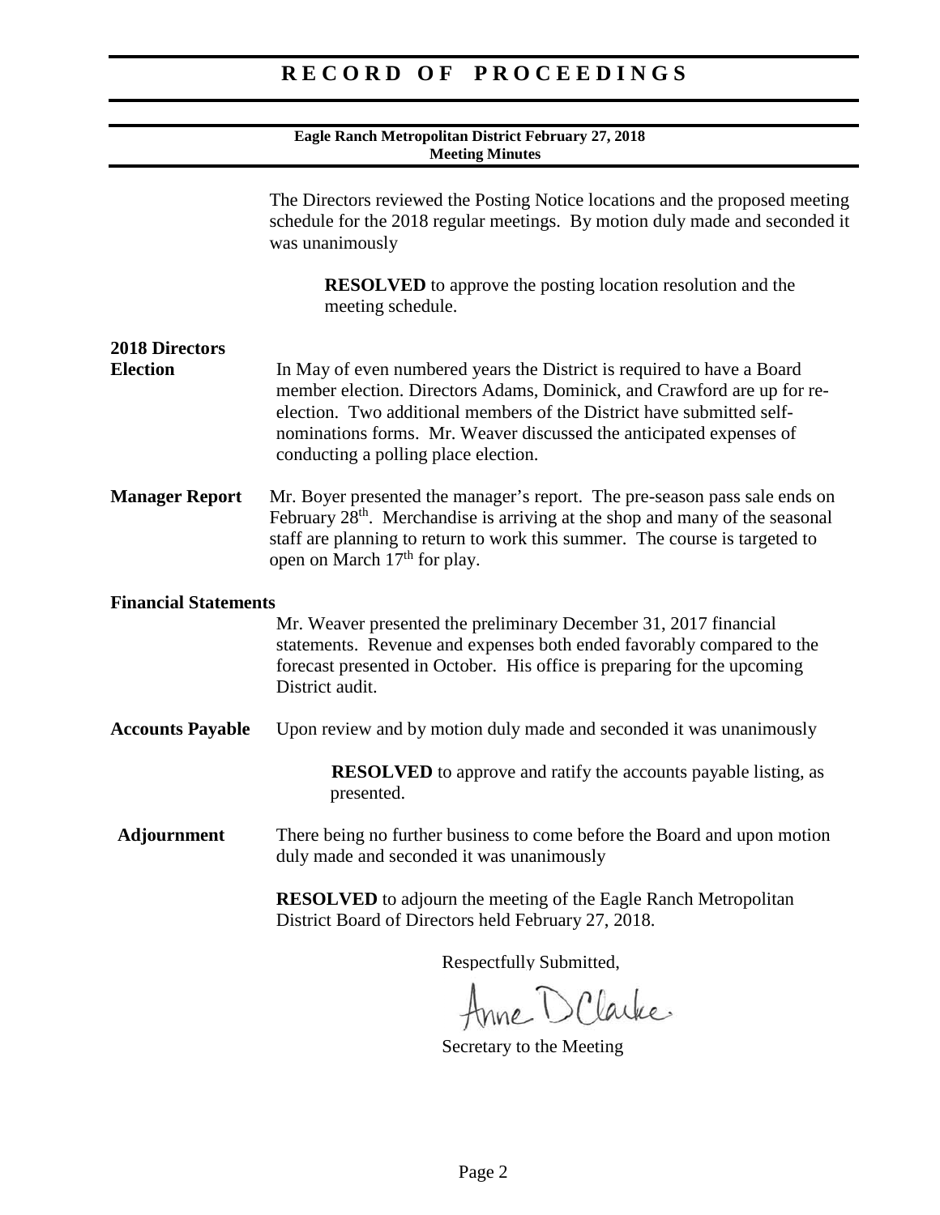The Directors reviewed the Posting Notice locations and the proposed meeting schedule for the 2018 regular meetings. By motion duly made and seconded it was unanimously

> **RESOLVED** to approve the posting location resolution and the meeting schedule.

**2018 Directors Election**

In May of even numbered years the District is required to have a Board member election. Directors Adams, Dominick, and Crawford are up for re-election. Two additional members of the District have submitted self-nominations forms. Mr. Weaver discussed the anticipated expenses of conducting a polling place election.

**Manager Report**

Mr. Boyer presented the manager's report. The pre-season pass sale ends on February 28th. Merchandise is arriving at the shop and many of the seasonal staff are planning to return to work this summer. The course is targeted to open on March 17th for play.

**Financial Statements**

Mr. Weaver presented the preliminary December 31, 2017 financial statements. Revenue and expenses both ended favorably compared to the forecast presented in October. His office is preparing for the upcoming District audit.

**Accounts Payable**

Upon review and by motion duly made and seconded it was unanimously

> **RESOLVED** to approve and ratify the accounts payable listing, as presented.

**Adjournment**

There being no further business to come before the Board and upon motion duly made and seconded it was unanimously

**RESOLVED** to adjourn the meeting of the Eagle Ranch Metropolitan District Board of Directors held February 27, 2018.

Respectfully Submitted,

Anne D Clarke

Secretary to the Meeting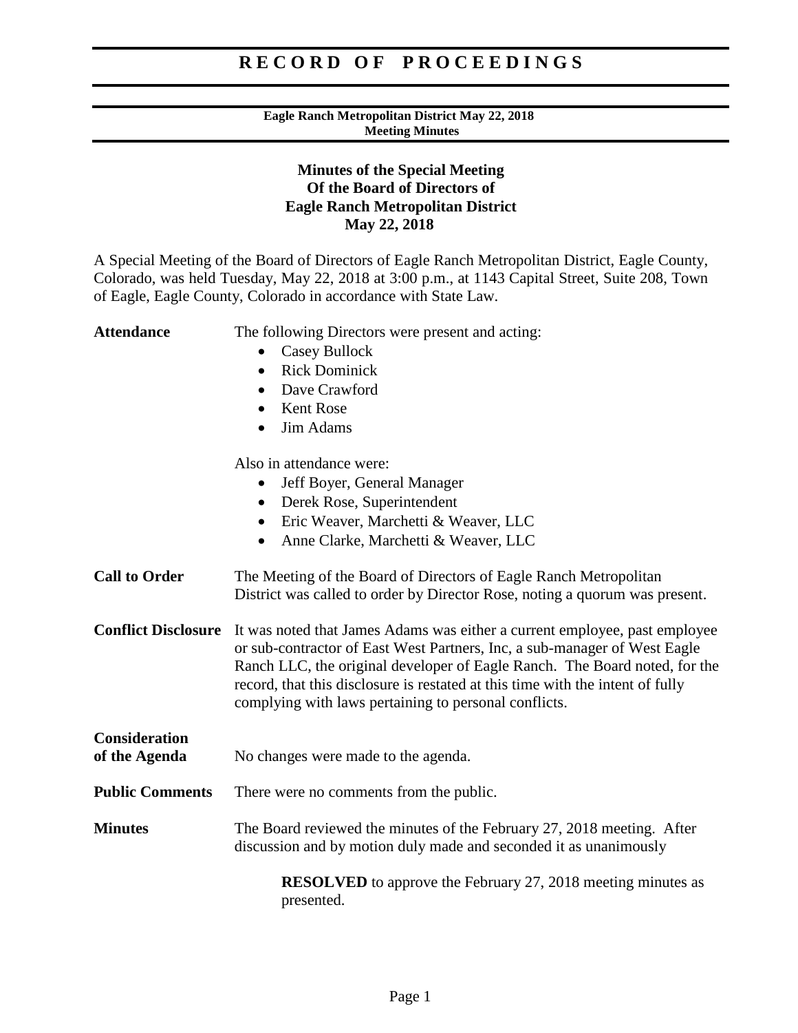# RECORD OF PROCEEDINGS

**Eagle Ranch Metropolitan District May 22, 2018**
**Meeting Minutes**

## Minutes of the Special Meeting
## Of the Board of Directors of
## Eagle Ranch Metropolitan District
## May 22, 2018

A Special Meeting of the Board of Directors of Eagle Ranch Metropolitan District, Eagle County, Colorado, was held Tuesday, May 22, 2018 at 3:00 p.m., at 1143 Capital Street, Suite 208, Town of Eagle, Eagle County, Colorado in accordance with State Law.

**Attendance**

The following Directors were present and acting:

- Casey Bullock
- Rick Dominick
- Dave Crawford
- Kent Rose
- Jim Adams

Also in attendance were:

- Jeff Boyer, General Manager
- Derek Rose, Superintendent
- Eric Weaver, Marchetti & Weaver, LLC
- Anne Clarke, Marchetti & Weaver, LLC

**Call to Order**

The Meeting of the Board of Directors of Eagle Ranch Metropolitan District was called to order by Director Rose, noting a quorum was present.

**Conflict Disclosure**

It was noted that James Adams was either a current employee, past employee or sub-contractor of East West Partners, Inc, a sub-manager of West Eagle Ranch LLC, the original developer of Eagle Ranch. The Board noted, for the record, that this disclosure is restated at this time with the intent of fully complying with laws pertaining to personal conflicts.

**Consideration of the Agenda**

No changes were made to the agenda.

**Public Comments**

There were no comments from the public.

**Minutes**

The Board reviewed the minutes of the February 27, 2018 meeting. After discussion and by motion duly made and seconded it as unanimously

> **RESOLVED** to approve the February 27, 2018 meeting minutes as presented.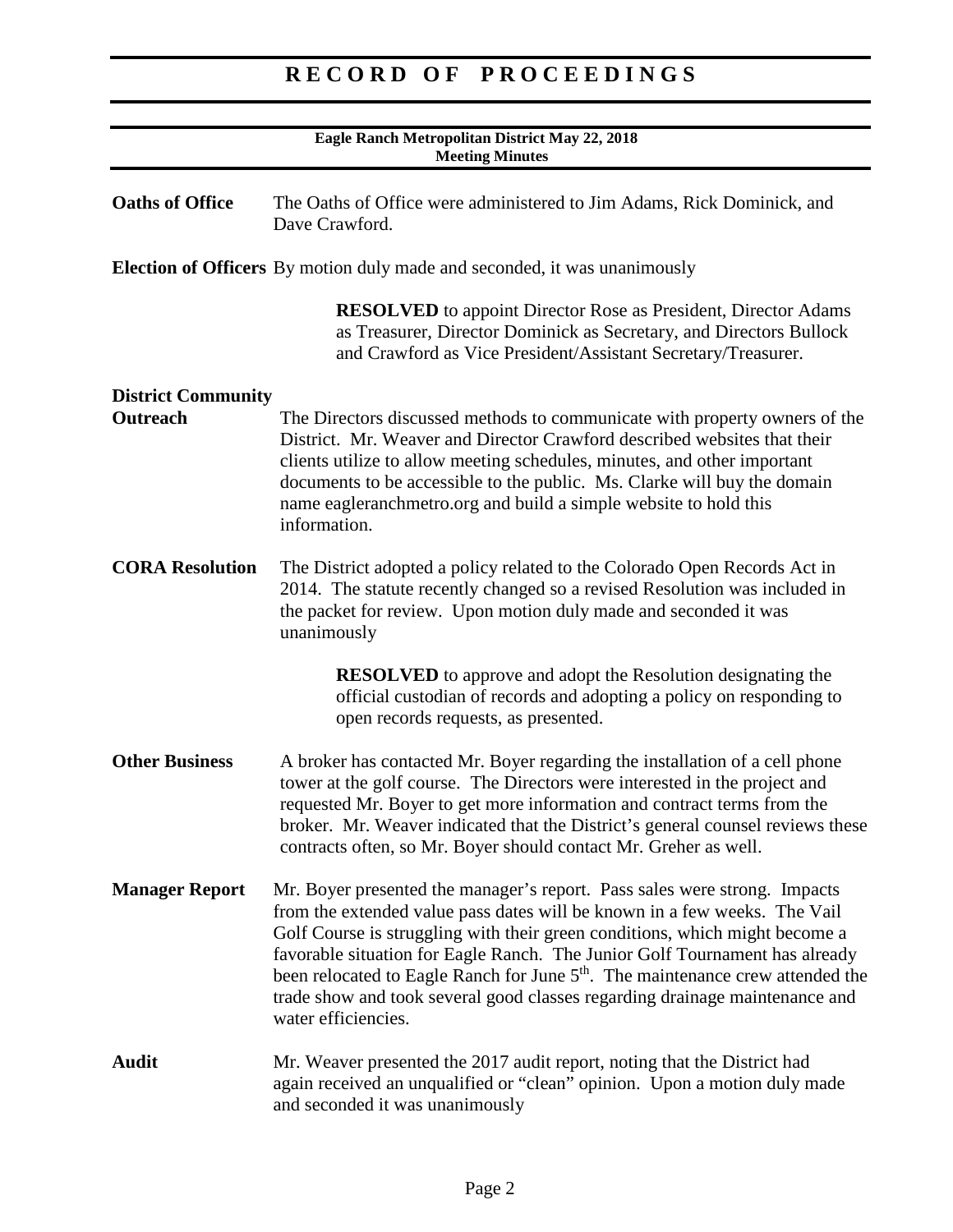# RECORD OF PROCEEDINGS

**Eagle Ranch Metropolitan District May 22, 2018**
**Meeting Minutes**

**Oaths of Office** The Oaths of Office were administered to Jim Adams, Rick Dominick, and Dave Crawford.

**Election of Officers** By motion duly made and seconded, it was unanimously

> **RESOLVED** to appoint Director Rose as President, Director Adams as Treasurer, Director Dominick as Secretary, and Directors Bullock and Crawford as Vice President/Assistant Secretary/Treasurer.

**District Community Outreach** The Directors discussed methods to communicate with property owners of the District. Mr. Weaver and Director Crawford described websites that their clients utilize to allow meeting schedules, minutes, and other important documents to be accessible to the public. Ms. Clarke will buy the domain name eagleranchmetro.org and build a simple website to hold this information.

**CORA Resolution** The District adopted a policy related to the Colorado Open Records Act in 2014. The statute recently changed so a revised Resolution was included in the packet for review. Upon motion duly made and seconded it was unanimously

> **RESOLVED** to approve and adopt the Resolution designating the official custodian of records and adopting a policy on responding to open records requests, as presented.

**Other Business** A broker has contacted Mr. Boyer regarding the installation of a cell phone tower at the golf course. The Directors were interested in the project and requested Mr. Boyer to get more information and contract terms from the broker. Mr. Weaver indicated that the District's general counsel reviews these contracts often, so Mr. Boyer should contact Mr. Greher as well.

**Manager Report** Mr. Boyer presented the manager's report. Pass sales were strong. Impacts from the extended value pass dates will be known in a few weeks. The Vail Golf Course is struggling with their green conditions, which might become a favorable situation for Eagle Ranch. The Junior Golf Tournament has already been relocated to Eagle Ranch for June 5th. The maintenance crew attended the trade show and took several good classes regarding drainage maintenance and water efficiencies.

**Audit** Mr. Weaver presented the 2017 audit report, noting that the District had again received an unqualified or "clean" opinion. Upon a motion duly made and seconded it was unanimously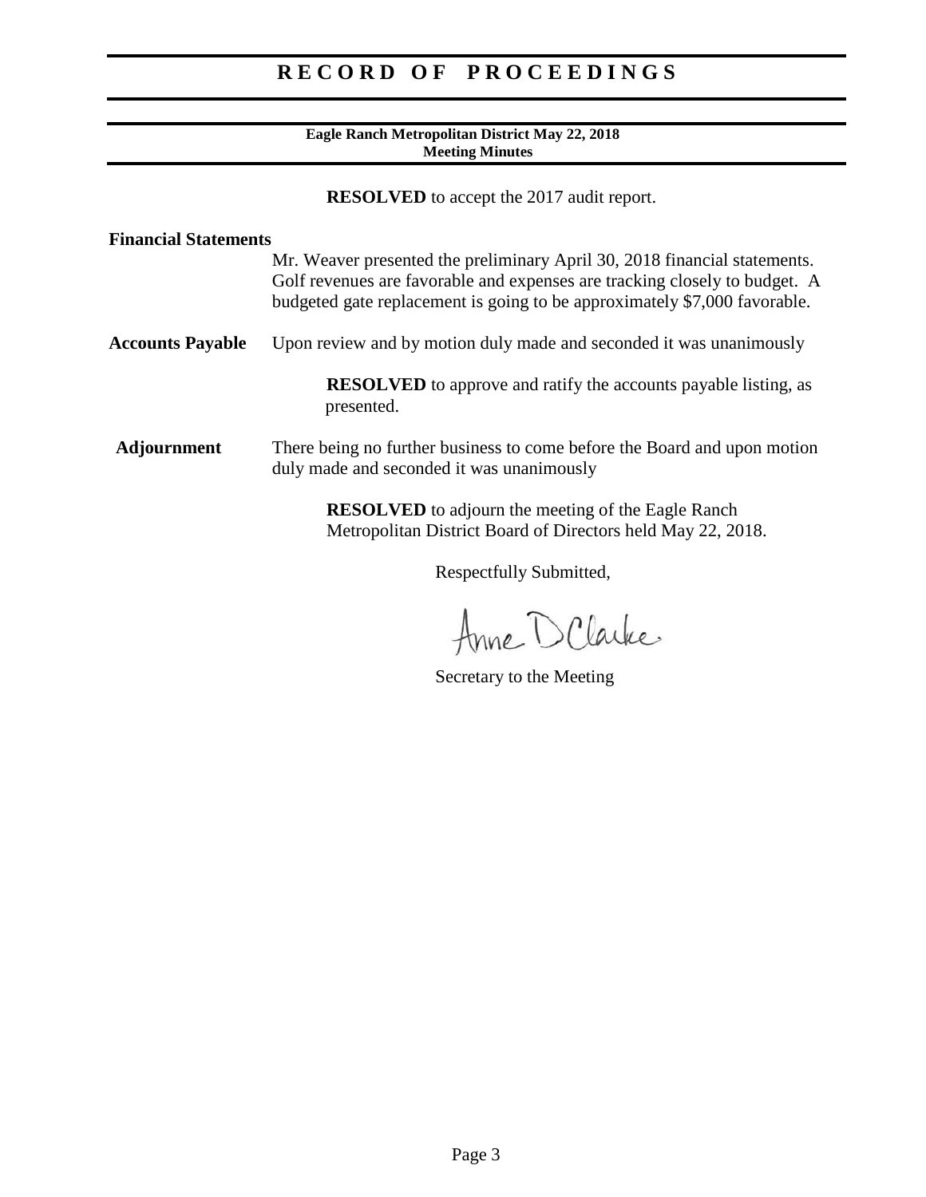**RESOLVED** to accept the 2017 audit report.

**Financial Statements**

Mr. Weaver presented the preliminary April 30, 2018 financial statements. Golf revenues are favorable and expenses are tracking closely to budget. A budgeted gate replacement is going to be approximately $7,000 favorable.

**Accounts Payable**

Upon review and by motion duly made and seconded it was unanimously

**RESOLVED** to approve and ratify the accounts payable listing, as presented.

**Adjournment**

There being no further business to come before the Board and upon motion duly made and seconded it was unanimously

**RESOLVED** to adjourn the meeting of the Eagle Ranch Metropolitan District Board of Directors held May 22, 2018.

Respectfully Submitted,

Anne D Clarke

Secretary to the Meeting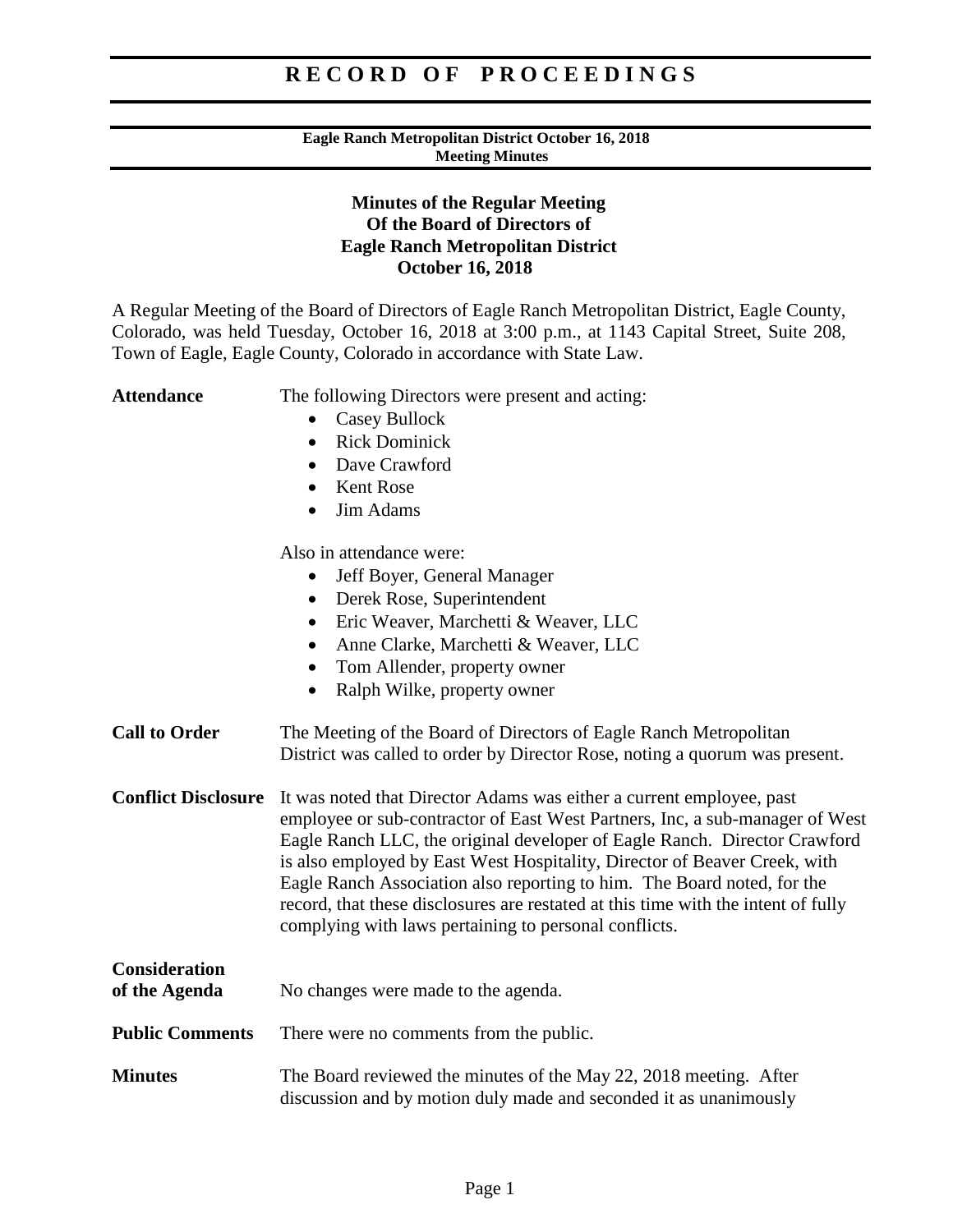# RECORD OF PROCEEDINGS

**Eagle Ranch Metropolitan District October 16, 2018**
**Meeting Minutes**

## Minutes of the Regular Meeting Of the Board of Directors of Eagle Ranch Metropolitan District October 16, 2018

A Regular Meeting of the Board of Directors of Eagle Ranch Metropolitan District, Eagle County, Colorado, was held Tuesday, October 16, 2018 at 3:00 p.m., at 1143 Capital Street, Suite 208, Town of Eagle, Eagle County, Colorado in accordance with State Law.

**Attendance**

The following Directors were present and acting:

- Casey Bullock
- Rick Dominick
- Dave Crawford
- Kent Rose
- Jim Adams

Also in attendance were:

- Jeff Boyer, General Manager
- Derek Rose, Superintendent
- Eric Weaver, Marchetti & Weaver, LLC
- Anne Clarke, Marchetti & Weaver, LLC
- Tom Allender, property owner
- Ralph Wilke, property owner

**Call to Order**

The Meeting of the Board of Directors of Eagle Ranch Metropolitan District was called to order by Director Rose, noting a quorum was present.

**Conflict Disclosure**

It was noted that Director Adams was either a current employee, past employee or sub-contractor of East West Partners, Inc, a sub-manager of West Eagle Ranch LLC, the original developer of Eagle Ranch. Director Crawford is also employed by East West Hospitality, Director of Beaver Creek, with Eagle Ranch Association also reporting to him. The Board noted, for the record, that these disclosures are restated at this time with the intent of fully complying with laws pertaining to personal conflicts.

**Consideration of the Agenda**

No changes were made to the agenda.

**Public Comments**

There were no comments from the public.

**Minutes**

The Board reviewed the minutes of the May 22, 2018 meeting. After discussion and by motion duly made and seconded it as unanimously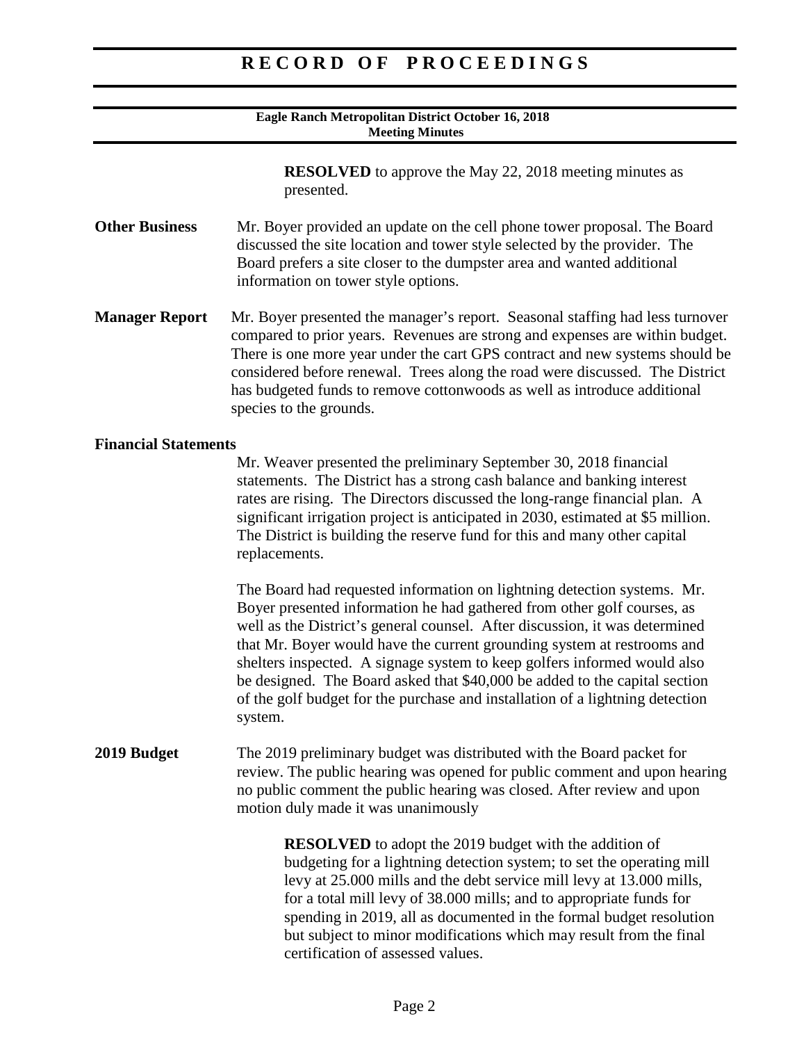**RESOLVED** to approve the May 22, 2018 meeting minutes as presented.

**Other Business** Mr. Boyer provided an update on the cell phone tower proposal. The Board discussed the site location and tower style selected by the provider. The Board prefers a site closer to the dumpster area and wanted additional information on tower style options.

**Manager Report** Mr. Boyer presented the manager's report. Seasonal staffing had less turnover compared to prior years. Revenues are strong and expenses are within budget. There is one more year under the cart GPS contract and new systems should be considered before renewal. Trees along the road were discussed. The District has budgeted funds to remove cottonwoods as well as introduce additional species to the grounds.

**Financial Statements**

Mr. Weaver presented the preliminary September 30, 2018 financial statements. The District has a strong cash balance and banking interest rates are rising. The Directors discussed the long-range financial plan. A significant irrigation project is anticipated in 2030, estimated at $5 million. The District is building the reserve fund for this and many other capital replacements.

The Board had requested information on lightning detection systems. Mr. Boyer presented information he had gathered from other golf courses, as well as the District's general counsel. After discussion, it was determined that Mr. Boyer would have the current grounding system at restrooms and shelters inspected. A signage system to keep golfers informed would also be designed. The Board asked that $40,000 be added to the capital section of the golf budget for the purchase and installation of a lightning detection system.

**2019 Budget** The 2019 preliminary budget was distributed with the Board packet for review. The public hearing was opened for public comment and upon hearing no public comment the public hearing was closed. After review and upon motion duly made it was unanimously

**RESOLVED** to adopt the 2019 budget with the addition of budgeting for a lightning detection system; to set the operating mill levy at 25.000 mills and the debt service mill levy at 13.000 mills, for a total mill levy of 38.000 mills; and to appropriate funds for spending in 2019, all as documented in the formal budget resolution but subject to minor modifications which may result from the final certification of assessed values.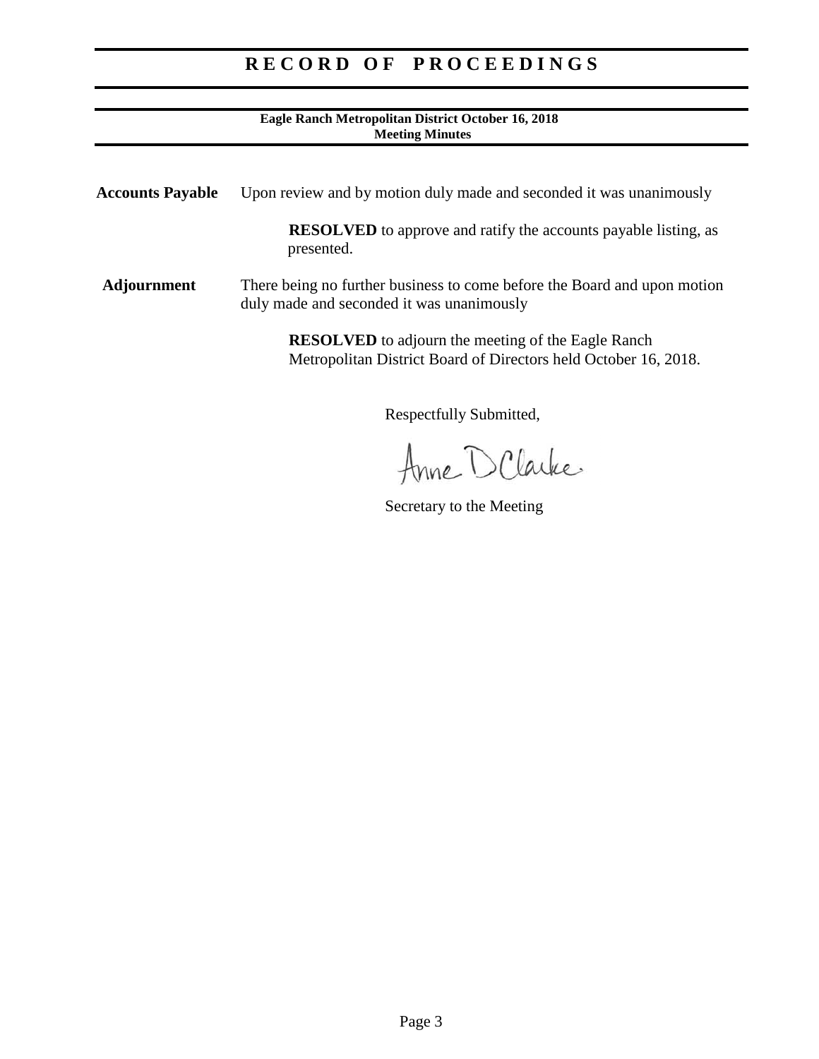# RECORD OF PROCEEDINGS

**Eagle Ranch Metropolitan District October 16, 2018**
**Meeting Minutes**

**Accounts Payable** Upon review and by motion duly made and seconded it was unanimously

> **RESOLVED** to approve and ratify the accounts payable listing, as presented.

**Adjournment** There being no further business to come before the Board and upon motion duly made and seconded it was unanimously

> **RESOLVED** to adjourn the meeting of the Eagle Ranch Metropolitan District Board of Directors held October 16, 2018.

Respectfully Submitted,

Anne D Clarke

Secretary to the Meeting